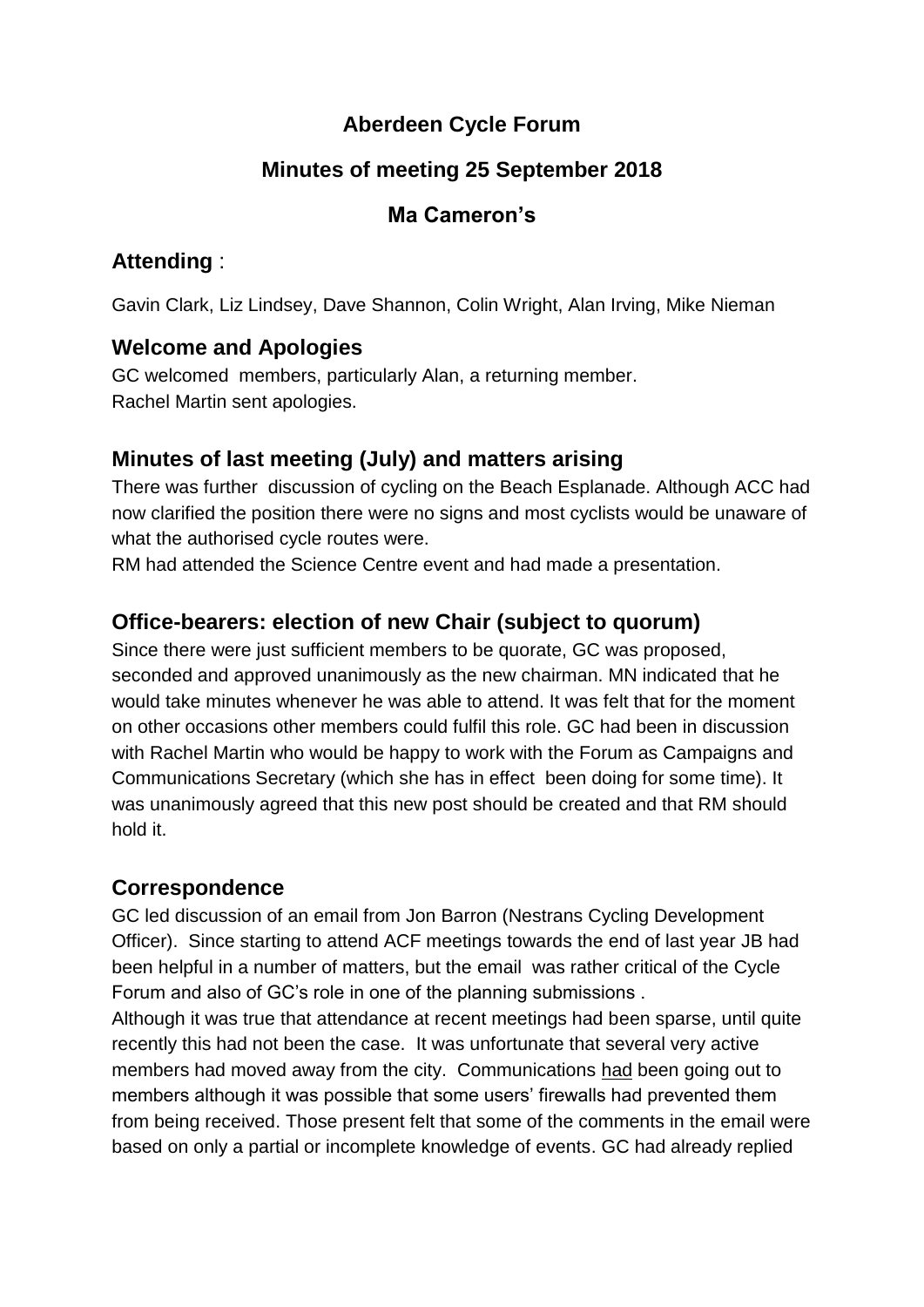# Aberdeen Cycle Forum

## Minutes of meeting 25 September 2018

## Ma Cameron's

### Attending :

Gavin Clark, Liz Lindsey, Dave Shannon, Colin Wright, Alan Irving, Mike Nieman

### Welcome and Apologies

GC welcomed members, particularly Alan, a returning member.
Rachel Martin sent apologies.

### Minutes of last meeting (July) and matters arising

There was further discussion of cycling on the Beach Esplanade. Although ACC had now clarified the position there were no signs and most cyclists would be unaware of what the authorised cycle routes were.
RM had attended the Science Centre event and had made a presentation.

### Office-bearers: election of new Chair (subject to quorum)

Since there were just sufficient members to be quorate, GC was proposed, seconded and approved unanimously as the new chairman. MN indicated that he would take minutes whenever he was able to attend. It was felt that for the moment on other occasions other members could fulfil this role. GC had been in discussion with Rachel Martin who would be happy to work with the Forum as Campaigns and Communications Secretary (which she has in effect been doing for some time). It was unanimously agreed that this new post should be created and that RM should hold it.

### Correspondence

GC led discussion of an email from Jon Barron (Nestrans Cycling Development Officer). Since starting to attend ACF meetings towards the end of last year JB had been helpful in a number of matters, but the email was rather critical of the Cycle Forum and also of GC's role in one of the planning submissions .
Although it was true that attendance at recent meetings had been sparse, until quite recently this had not been the case. It was unfortunate that several very active members had moved away from the city. Communications <u>had</u> been going out to members although it was possible that some users' firewalls had prevented them from being received. Those present felt that some of the comments in the email were based on only a partial or incomplete knowledge of events. GC had already replied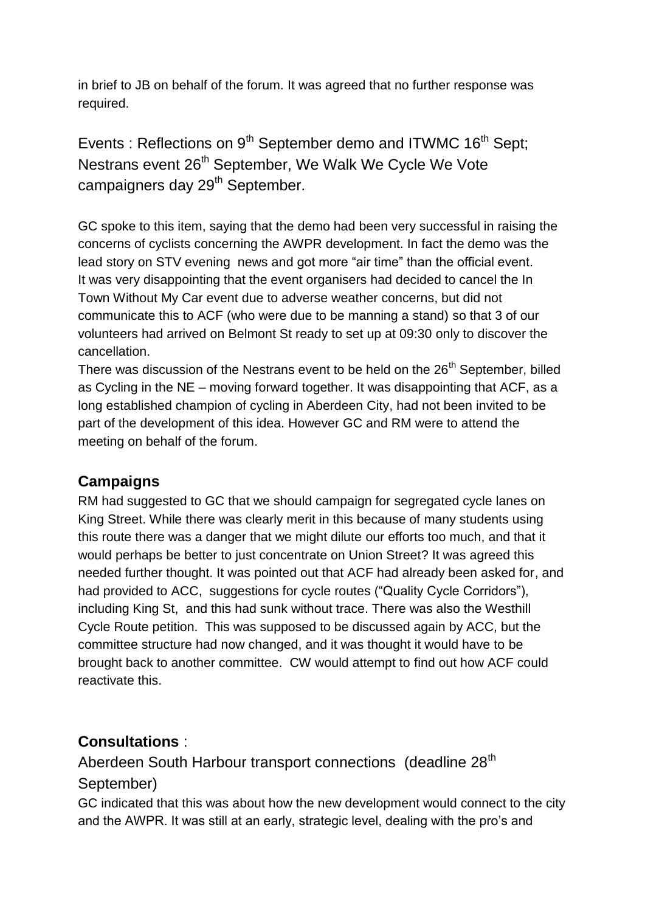in brief to JB on behalf of the forum. It was agreed that no further response was required.

## Events : Reflections on 9th September demo and ITWMC 16th Sept; Nestrans event 26th September, We Walk We Cycle We Vote campaigners day 29th September.

GC spoke to this item, saying that the demo had been very successful in raising the concerns of cyclists concerning the AWPR development. In fact the demo was the lead story on STV evening news and got more "air time" than the official event. It was very disappointing that the event organisers had decided to cancel the In Town Without My Car event due to adverse weather concerns, but did not communicate this to ACF (who were due to be manning a stand) so that 3 of our volunteers had arrived on Belmont St ready to set up at 09:30 only to discover the cancellation.

There was discussion of the Nestrans event to be held on the 26th September, billed as Cycling in the NE – moving forward together. It was disappointing that ACF, as a long established champion of cycling in Aberdeen City, had not been invited to be part of the development of this idea. However GC and RM were to attend the meeting on behalf of the forum.

### Campaigns

RM had suggested to GC that we should campaign for segregated cycle lanes on King Street. While there was clearly merit in this because of many students using this route there was a danger that we might dilute our efforts too much, and that it would perhaps be better to just concentrate on Union Street? It was agreed this needed further thought. It was pointed out that ACF had already been asked for, and had provided to ACC, suggestions for cycle routes ("Quality Cycle Corridors"), including King St, and this had sunk without trace. There was also the Westhill Cycle Route petition. This was supposed to be discussed again by ACC, but the committee structure had now changed, and it was thought it would have to be brought back to another committee. CW would attempt to find out how ACF could reactivate this.

### Consultations :

Aberdeen South Harbour transport connections (deadline 28th September)

GC indicated that this was about how the new development would connect to the city and the AWPR. It was still at an early, strategic level, dealing with the pro's and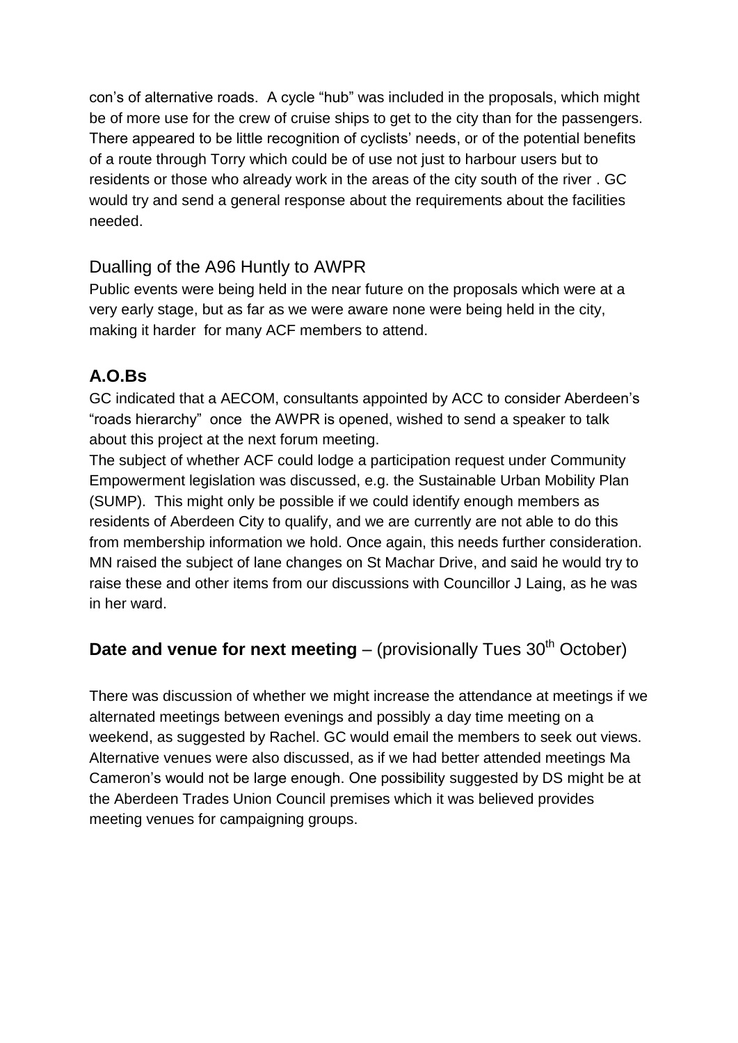con's of alternative roads. A cycle "hub" was included in the proposals, which might be of more use for the crew of cruise ships to get to the city than for the passengers. There appeared to be little recognition of cyclists' needs, or of the potential benefits of a route through Torry which could be of use not just to harbour users but to residents or those who already work in the areas of the city south of the river . GC would try and send a general response about the requirements about the facilities needed.

## Dualling of the A96 Huntly to AWPR

Public events were being held in the near future on the proposals which were at a very early stage, but as far as we were aware none were being held in the city, making it harder for many ACF members to attend.

## A.O.Bs

GC indicated that a AECOM, consultants appointed by ACC to consider Aberdeen's "roads hierarchy" once the AWPR is opened, wished to send a speaker to talk about this project at the next forum meeting.

The subject of whether ACF could lodge a participation request under Community Empowerment legislation was discussed, e.g. the Sustainable Urban Mobility Plan (SUMP). This might only be possible if we could identify enough members as residents of Aberdeen City to qualify, and we are currently are not able to do this from membership information we hold. Once again, this needs further consideration. MN raised the subject of lane changes on St Machar Drive, and said he would try to raise these and other items from our discussions with Councillor J Laing, as he was in her ward.

## **Date and venue for next meeting** – (provisionally Tues 30th October)

There was discussion of whether we might increase the attendance at meetings if we alternated meetings between evenings and possibly a day time meeting on a weekend, as suggested by Rachel. GC would email the members to seek out views. Alternative venues were also discussed, as if we had better attended meetings Ma Cameron's would not be large enough. One possibility suggested by DS might be at the Aberdeen Trades Union Council premises which it was believed provides meeting venues for campaigning groups.